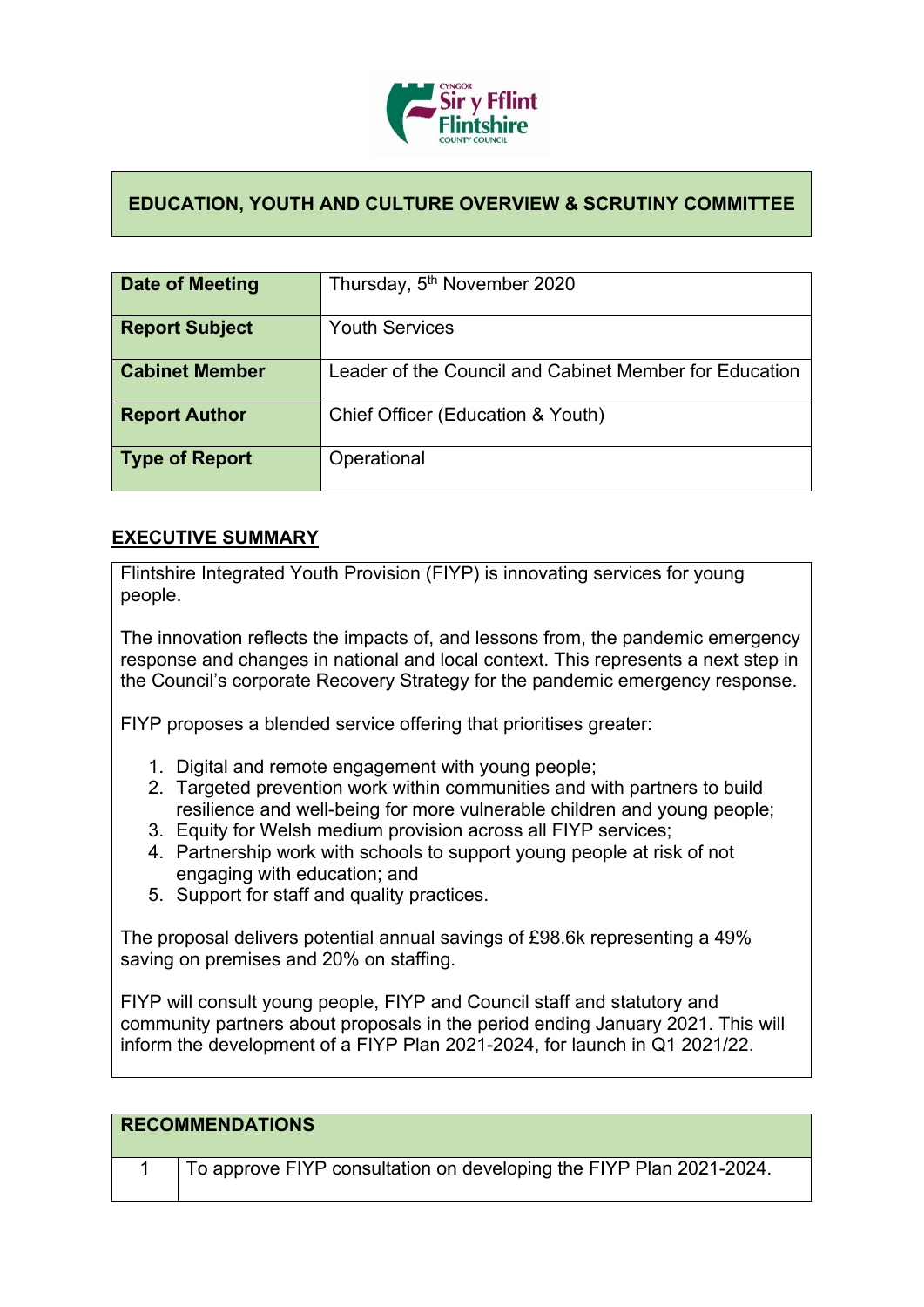# EDUCATION, YOUTH AND CULTURE OVERVIEW & SCRUTINY COMMITTEE

| **Date of Meeting** | Thursday, 5th November 2020 |
|---|---|
| **Report Subject** | Youth Services |
| **Cabinet Member** | Leader of the Council and Cabinet Member for Education |
| **Report Author** | Chief Officer (Education & Youth) |
| **Type of Report** | Operational |

## EXECUTIVE SUMMARY

Flintshire Integrated Youth Provision (FIYP) is innovating services for young people.

The innovation reflects the impacts of, and lessons from, the pandemic emergency response and changes in national and local context. This represents a next step in the Council's corporate Recovery Strategy for the pandemic emergency response.

FIYP proposes a blended service offering that prioritises greater:

1. Digital and remote engagement with young people;
2. Targeted prevention work within communities and with partners to build resilience and well-being for more vulnerable children and young people;
3. Equity for Welsh medium provision across all FIYP services;
4. Partnership work with schools to support young people at risk of not engaging with education; and
5. Support for staff and quality practices.

The proposal delivers potential annual savings of £98.6k representing a 49% saving on premises and 20% on staffing.

FIYP will consult young people, FIYP and Council staff and statutory and community partners about proposals in the period ending January 2021. This will inform the development of a FIYP Plan 2021-2024, for launch in Q1 2021/22.

| **RECOMMENDATIONS** | |
|---|---|
| 1 | To approve FIYP consultation on developing the FIYP Plan 2021-2024. |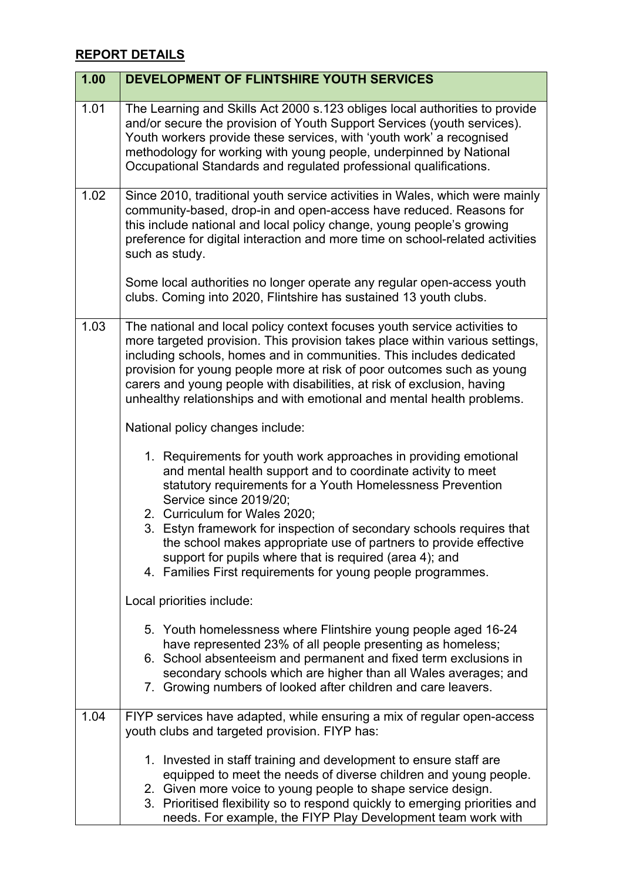## REPORT DETAILS

| 1.00 | DEVELOPMENT OF FLINTSHIRE YOUTH SERVICES |
|---|---|
| 1.01 | The Learning and Skills Act 2000 s.123 obliges local authorities to provide and/or secure the provision of Youth Support Services (youth services). Youth workers provide these services, with 'youth work' a recognised methodology for working with young people, underpinned by National Occupational Standards and regulated professional qualifications. |
| 1.02 | Since 2010, traditional youth service activities in Wales, which were mainly community-based, drop-in and open-access have reduced. Reasons for this include national and local policy change, young people's growing preference for digital interaction and more time on school-related activities such as study.<br><br>Some local authorities no longer operate any regular open-access youth clubs. Coming into 2020, Flintshire has sustained 13 youth clubs. |
| 1.03 | The national and local policy context focuses youth service activities to more targeted provision. This provision takes place within various settings, including schools, homes and in communities. This includes dedicated provision for young people more at risk of poor outcomes such as young carers and young people with disabilities, at risk of exclusion, having unhealthy relationships and with emotional and mental health problems.<br><br>National policy changes include:<br><br>1. Requirements for youth work approaches in providing emotional and mental health support and to coordinate activity to meet statutory requirements for a Youth Homelessness Prevention Service since 2019/20;<br>2. Curriculum for Wales 2020;<br>3. Estyn framework for inspection of secondary schools requires that the school makes appropriate use of partners to provide effective support for pupils where that is required (area 4); and<br>4. Families First requirements for young people programmes.<br><br>Local priorities include:<br><br>5. Youth homelessness where Flintshire young people aged 16-24 have represented 23% of all people presenting as homeless;<br>6. School absenteeism and permanent and fixed term exclusions in secondary schools which are higher than all Wales averages; and<br>7. Growing numbers of looked after children and care leavers. |
| 1.04 | FIYP services have adapted, while ensuring a mix of regular open-access youth clubs and targeted provision. FIYP has:<br><br>1. Invested in staff training and development to ensure staff are equipped to meet the needs of diverse children and young people.<br>2. Given more voice to young people to shape service design.<br>3. Prioritised flexibility so to respond quickly to emerging priorities and needs. For example, the FIYP Play Development team work with |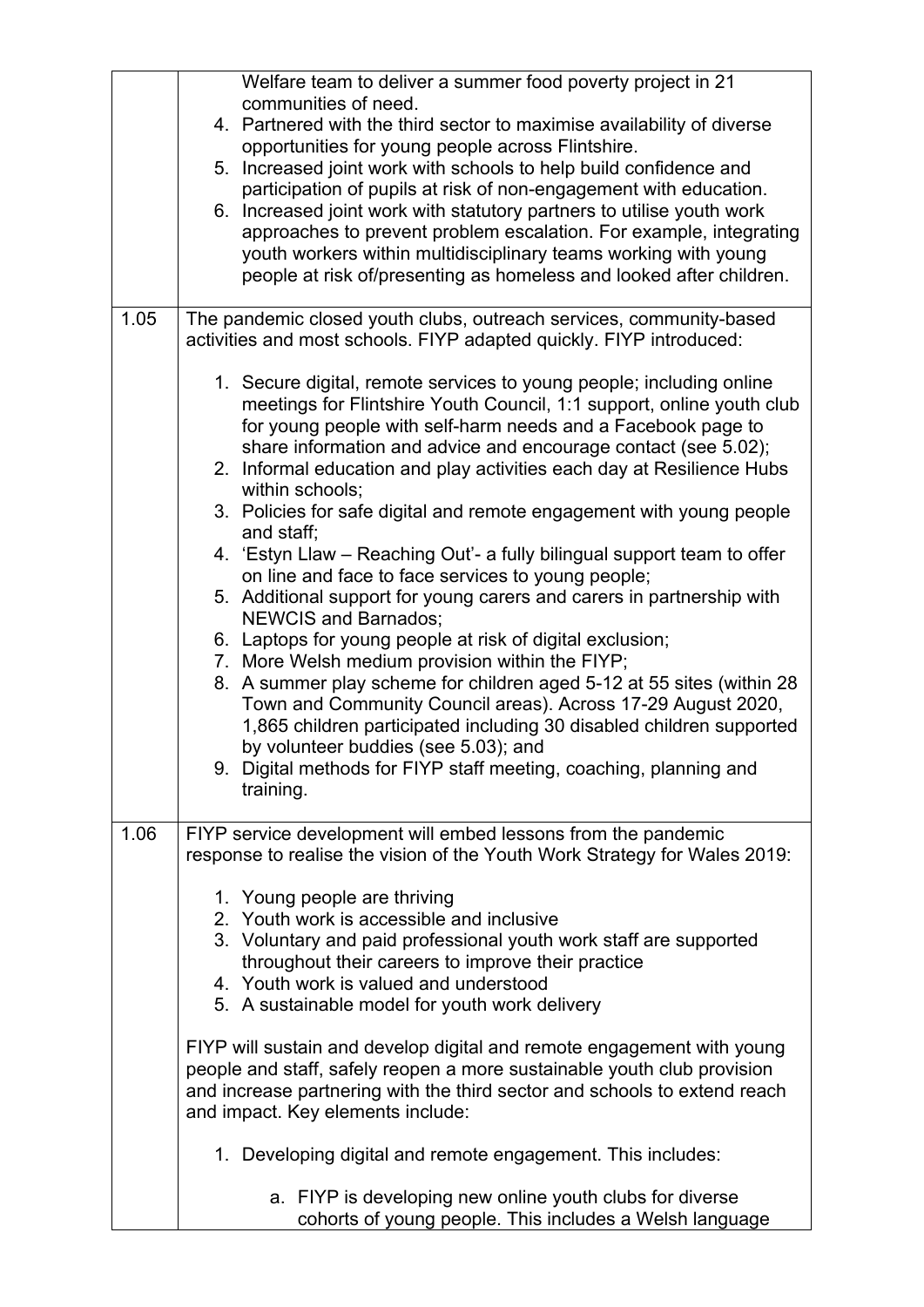| | |
|---|---|
| | Welfare team to deliver a summer food poverty project in 21 communities of need.<br>4. Partnered with the third sector to maximise availability of diverse opportunities for young people across Flintshire.<br>5. Increased joint work with schools to help build confidence and participation of pupils at risk of non-engagement with education.<br>6. Increased joint work with statutory partners to utilise youth work approaches to prevent problem escalation. For example, integrating youth workers within multidisciplinary teams working with young people at risk of/presenting as homeless and looked after children. |
| 1.05 | The pandemic closed youth clubs, outreach services, community-based activities and most schools. FIYP adapted quickly. FIYP introduced:<br><br>1. Secure digital, remote services to young people; including online meetings for Flintshire Youth Council, 1:1 support, online youth club for young people with self-harm needs and a Facebook page to share information and advice and encourage contact (see 5.02);<br>2. Informal education and play activities each day at Resilience Hubs within schools;<br>3. Policies for safe digital and remote engagement with young people and staff;<br>4. 'Estyn Llaw – Reaching Out'- a fully bilingual support team to offer on line and face to face services to young people;<br>5. Additional support for young carers and carers in partnership with NEWCIS and Barnados;<br>6. Laptops for young people at risk of digital exclusion;<br>7. More Welsh medium provision within the FIYP;<br>8. A summer play scheme for children aged 5-12 at 55 sites (within 28 Town and Community Council areas). Across 17-29 August 2020, 1,865 children participated including 30 disabled children supported by volunteer buddies (see 5.03); and<br>9. Digital methods for FIYP staff meeting, coaching, planning and training. |
| 1.06 | FIYP service development will embed lessons from the pandemic response to realise the vision of the Youth Work Strategy for Wales 2019:<br><br>1. Young people are thriving<br>2. Youth work is accessible and inclusive<br>3. Voluntary and paid professional youth work staff are supported throughout their careers to improve their practice<br>4. Youth work is valued and understood<br>5. A sustainable model for youth work delivery<br><br>FIYP will sustain and develop digital and remote engagement with young people and staff, safely reopen a more sustainable youth club provision and increase partnering with the third sector and schools to extend reach and impact. Key elements include:<br><br>1. Developing digital and remote engagement. This includes:<br><br>a. FIYP is developing new online youth clubs for diverse cohorts of young people. This includes a Welsh language |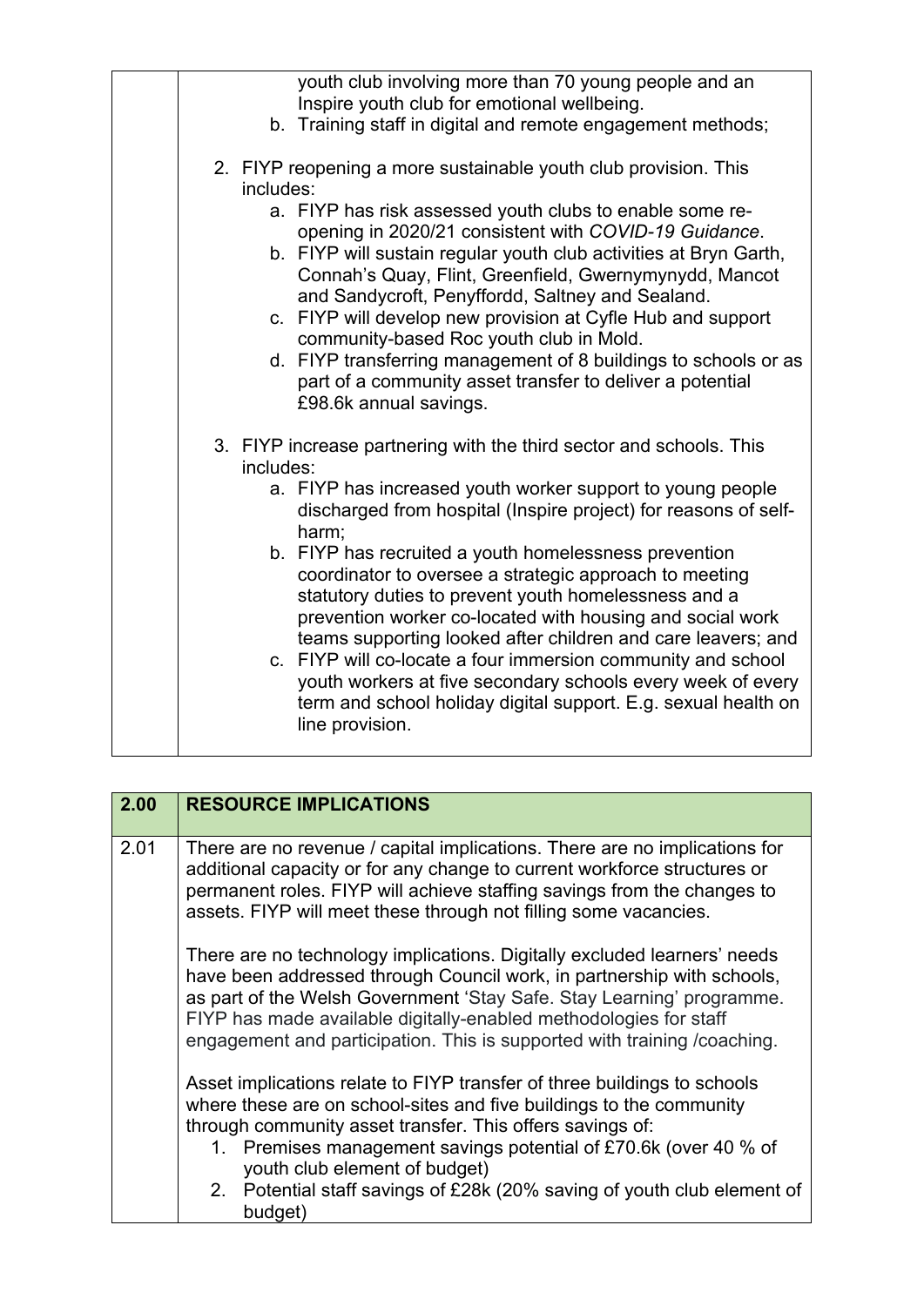| | youth club involving more than 70 young people and an Inspire youth club for emotional wellbeing.<br>b. Training staff in digital and remote engagement methods;<br><br>2. FIYP reopening a more sustainable youth club provision. This includes:<br>a. FIYP has risk assessed youth clubs to enable some re-opening in 2020/21 consistent with *COVID-19 Guidance*.<br>b. FIYP will sustain regular youth club activities at Bryn Garth, Connah's Quay, Flint, Greenfield, Gwernymynydd, Mancot and Sandycroft, Penyffordd, Saltney and Sealand.<br>c. FIYP will develop new provision at Cyfle Hub and support community-based Roc youth club in Mold.<br>d. FIYP transferring management of 8 buildings to schools or as part of a community asset transfer to deliver a potential £98.6k annual savings.<br><br>3. FIYP increase partnering with the third sector and schools. This includes:<br>a. FIYP has increased youth worker support to young people discharged from hospital (Inspire project) for reasons of self-harm;<br>b. FIYP has recruited a youth homelessness prevention coordinator to oversee a strategic approach to meeting statutory duties to prevent youth homelessness and a prevention worker co-located with housing and social work teams supporting looked after children and care leavers; and<br>c. FIYP will co-locate a four immersion community and school youth workers at five secondary schools every week of every term and school holiday digital support. E.g. sexual health on line provision. |
|---|---|

| 2.00 | RESOURCE IMPLICATIONS |
|---|---|
| 2.01 | There are no revenue / capital implications. There are no implications for additional capacity or for any change to current workforce structures or permanent roles. FIYP will achieve staffing savings from the changes to assets. FIYP will meet these through not filling some vacancies.<br><br>There are no technology implications. Digitally excluded learners' needs have been addressed through Council work, in partnership with schools, as part of the Welsh Government 'Stay Safe. Stay Learning' programme. FIYP has made available digitally-enabled methodologies for staff engagement and participation. This is supported with training /coaching.<br><br>Asset implications relate to FIYP transfer of three buildings to schools where these are on school-sites and five buildings to the community through community asset transfer. This offers savings of:<br>1. Premises management savings potential of £70.6k (over 40 % of youth club element of budget)<br>2. Potential staff savings of £28k (20% saving of youth club element of budget) |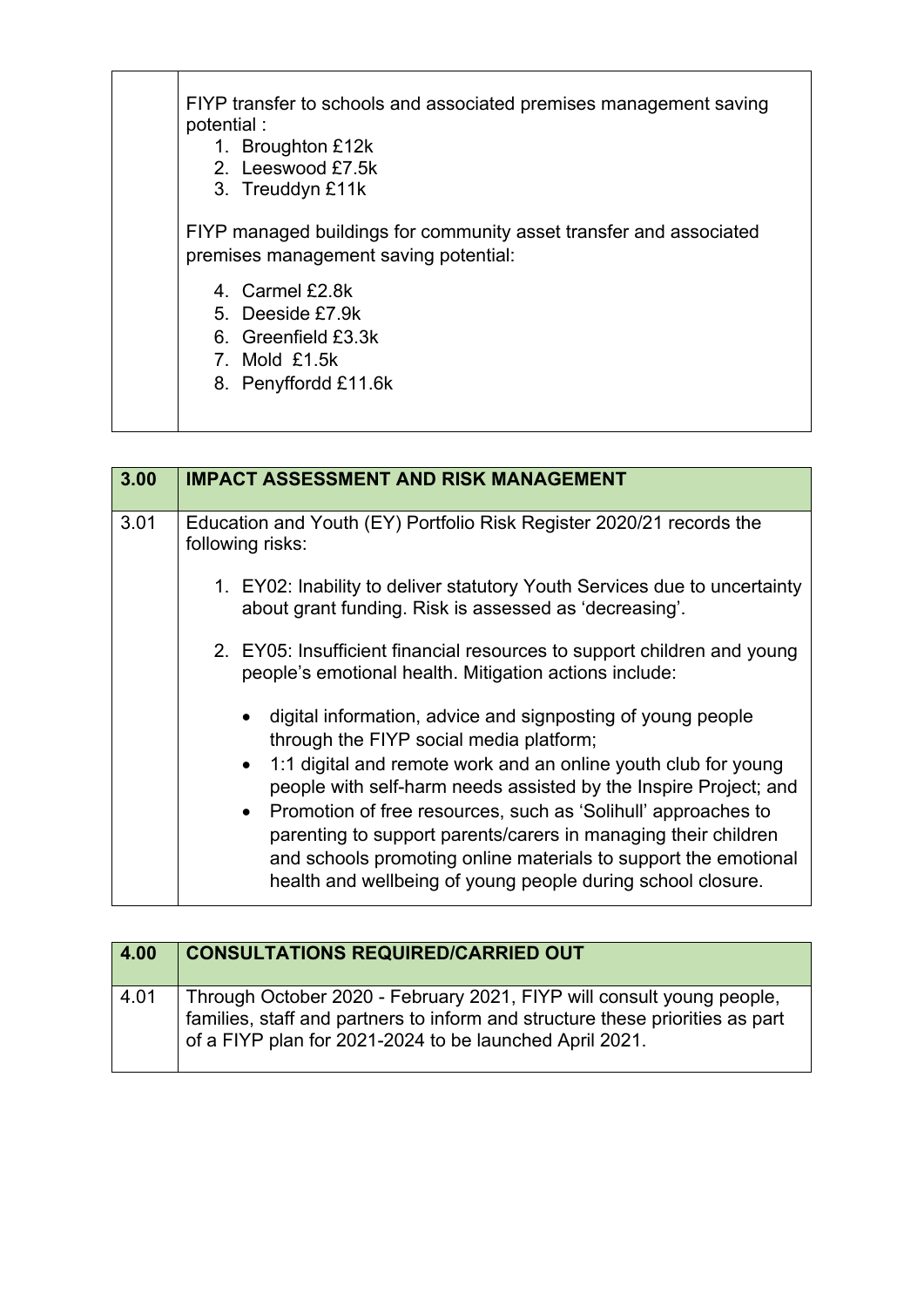| | |
|---|---|
| | FIYP transfer to schools and associated premises management saving potential :<br>1. Broughton £12k<br>2. Leeswood £7.5k<br>3. Treuddyn £11k<br><br>FIYP managed buildings for community asset transfer and associated premises management saving potential:<br>4. Carmel £2.8k<br>5. Deeside £7.9k<br>6. Greenfield £3.3k<br>7. Mold £1.5k<br>8. Penyffordd £11.6k |

| 3.00 | IMPACT ASSESSMENT AND RISK MANAGEMENT |
|---|---|
| 3.01 | Education and Youth (EY) Portfolio Risk Register 2020/21 records the following risks:<br>1. EY02: Inability to deliver statutory Youth Services due to uncertainty about grant funding. Risk is assessed as 'decreasing'.<br>2. EY05: Insufficient financial resources to support children and young people's emotional health. Mitigation actions include:<br>• digital information, advice and signposting of young people through the FIYP social media platform;<br>• 1:1 digital and remote work and an online youth club for young people with self-harm needs assisted by the Inspire Project; and<br>• Promotion of free resources, such as 'Solihull' approaches to parenting to support parents/carers in managing their children and schools promoting online materials to support the emotional health and wellbeing of young people during school closure. |

| 4.00 | CONSULTATIONS REQUIRED/CARRIED OUT |
|---|---|
| 4.01 | Through October 2020 - February 2021, FIYP will consult young people, families, staff and partners to inform and structure these priorities as part of a FIYP plan for 2021-2024 to be launched April 2021. |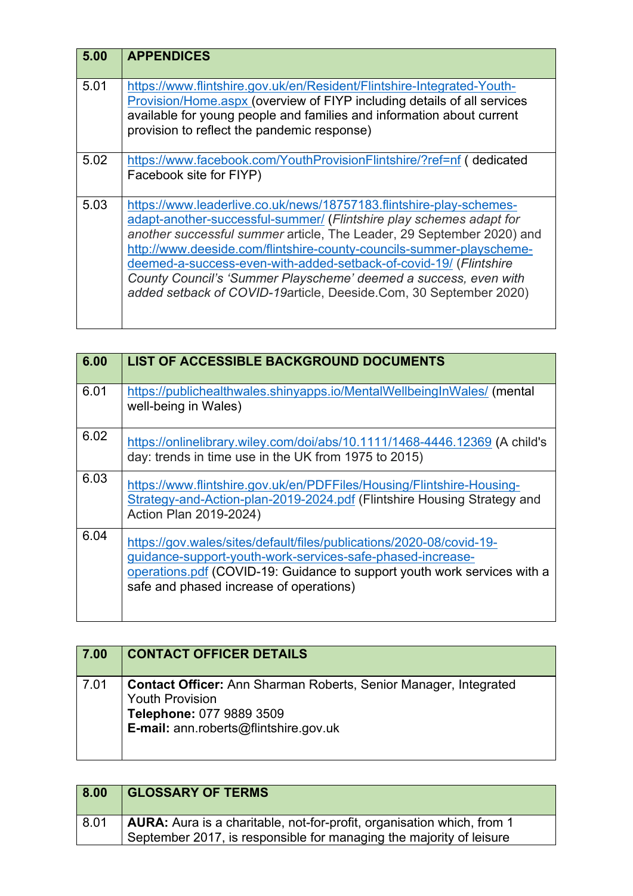| 5.00 | APPENDICES |
|---|---|
| 5.01 | https://www.flintshire.gov.uk/en/Resident/Flintshire-Integrated-Youth-Provision/Home.aspx (overview of FIYP including details of all services available for young people and families and information about current provision to reflect the pandemic response) |
| 5.02 | https://www.facebook.com/YouthProvisionFlintshire/?ref=nf ( dedicated Facebook site for FIYP) |
| 5.03 | https://www.leaderlive.co.uk/news/18757183.flintshire-play-schemes-adapt-another-successful-summer/ (*Flintshire play schemes adapt for another successful summer* article, The Leader, 29 September 2020) and http://www.deeside.com/flintshire-county-councils-summer-playscheme-deemed-a-success-even-with-added-setback-of-covid-19/ (*Flintshire County Council's 'Summer Playscheme' deemed a success, even with added setback of COVID-19*article, Deeside.Com, 30 September 2020) |

| 6.00 | LIST OF ACCESSIBLE BACKGROUND DOCUMENTS |
|---|---|
| 6.01 | https://publichealthwales.shinyapps.io/MentalWellbeingInWales/ (mental well-being in Wales) |
| 6.02 | https://onlinelibrary.wiley.com/doi/abs/10.1111/1468-4446.12369 (A child's day: trends in time use in the UK from 1975 to 2015) |
| 6.03 | https://www.flintshire.gov.uk/en/PDFFiles/Housing/Flintshire-Housing-Strategy-and-Action-plan-2019-2024.pdf (Flintshire Housing Strategy and Action Plan 2019-2024) |
| 6.04 | https://gov.wales/sites/default/files/publications/2020-08/covid-19-guidance-support-youth-work-services-safe-phased-increase-operations.pdf (COVID-19: Guidance to support youth work services with a safe and phased increase of operations) |

| 7.00 | CONTACT OFFICER DETAILS |
|---|---|
| 7.01 | **Contact Officer:** Ann Sharman Roberts, Senior Manager, Integrated Youth Provision<br>**Telephone:** 077 9889 3509<br>**E-mail:** ann.roberts@flintshire.gov.uk |

| 8.00 | GLOSSARY OF TERMS |
|---|---|
| 8.01 | **AURA:** Aura is a charitable, not-for-profit, organisation which, from 1 September 2017, is responsible for managing the majority of leisure |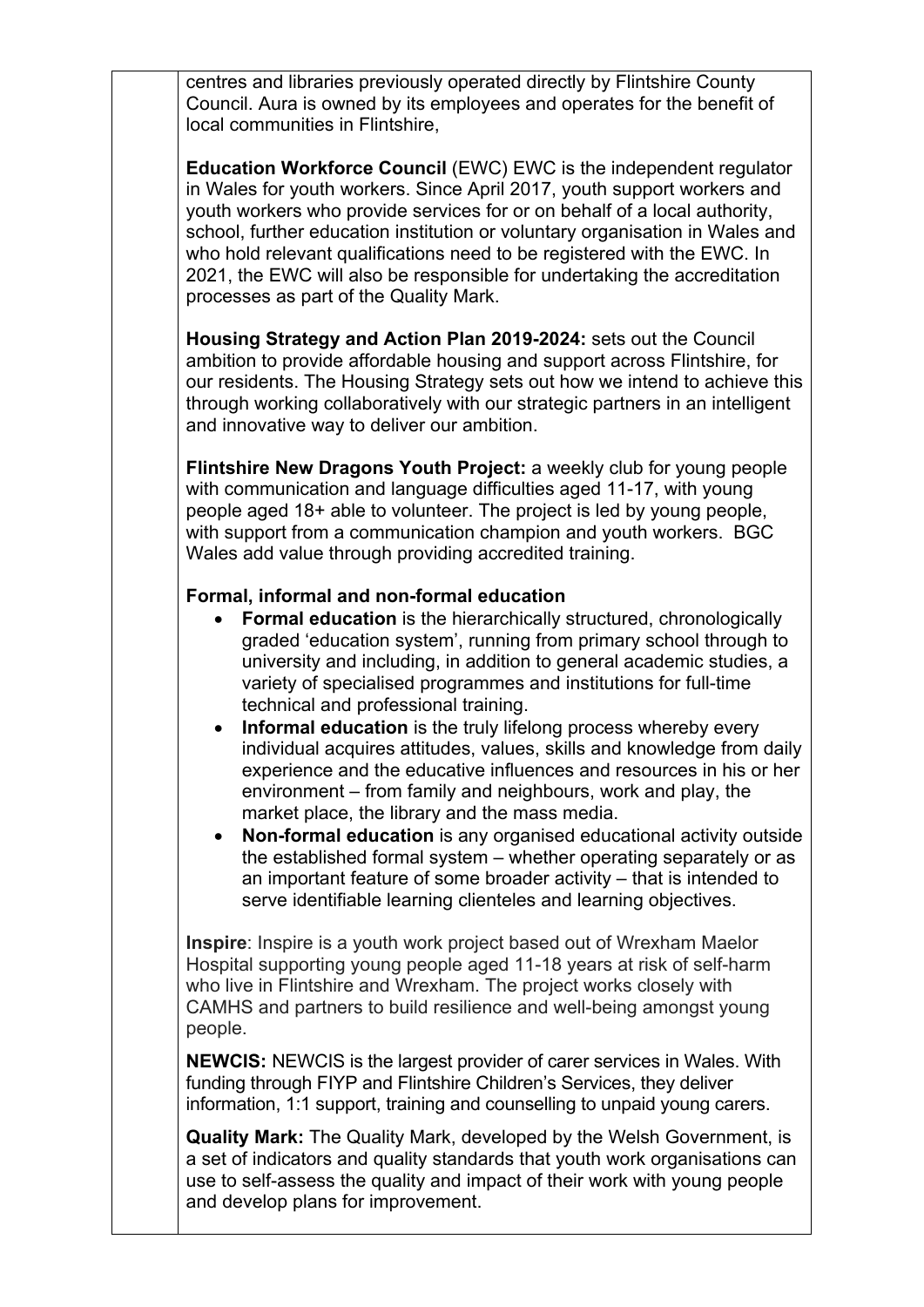centres and libraries previously operated directly by Flintshire County Council. Aura is owned by its employees and operates for the benefit of local communities in Flintshire,

**Education Workforce Council** (EWC) EWC is the independent regulator in Wales for youth workers. Since April 2017, youth support workers and youth workers who provide services for or on behalf of a local authority, school, further education institution or voluntary organisation in Wales and who hold relevant qualifications need to be registered with the EWC. In 2021, the EWC will also be responsible for undertaking the accreditation processes as part of the Quality Mark.

**Housing Strategy and Action Plan 2019-2024:** sets out the Council ambition to provide affordable housing and support across Flintshire, for our residents. The Housing Strategy sets out how we intend to achieve this through working collaboratively with our strategic partners in an intelligent and innovative way to deliver our ambition.

**Flintshire New Dragons Youth Project:** a weekly club for young people with communication and language difficulties aged 11-17, with young people aged 18+ able to volunteer. The project is led by young people, with support from a communication champion and youth workers. BGC Wales add value through providing accredited training.

**Formal, informal and non-formal education**

- **Formal education** is the hierarchically structured, chronologically graded 'education system', running from primary school through to university and including, in addition to general academic studies, a variety of specialised programmes and institutions for full-time technical and professional training.
- **Informal education** is the truly lifelong process whereby every individual acquires attitudes, values, skills and knowledge from daily experience and the educative influences and resources in his or her environment – from family and neighbours, work and play, the market place, the library and the mass media.
- **Non-formal education** is any organised educational activity outside the established formal system – whether operating separately or as an important feature of some broader activity – that is intended to serve identifiable learning clienteles and learning objectives.

**Inspire**: Inspire is a youth work project based out of Wrexham Maelor Hospital supporting young people aged 11-18 years at risk of self-harm who live in Flintshire and Wrexham. The project works closely with CAMHS and partners to build resilience and well-being amongst young people.

**NEWCIS:** NEWCIS is the largest provider of carer services in Wales. With funding through FIYP and Flintshire Children's Services, they deliver information, 1:1 support, training and counselling to unpaid young carers.

**Quality Mark:** The Quality Mark, developed by the Welsh Government, is a set of indicators and quality standards that youth work organisations can use to self-assess the quality and impact of their work with young people and develop plans for improvement.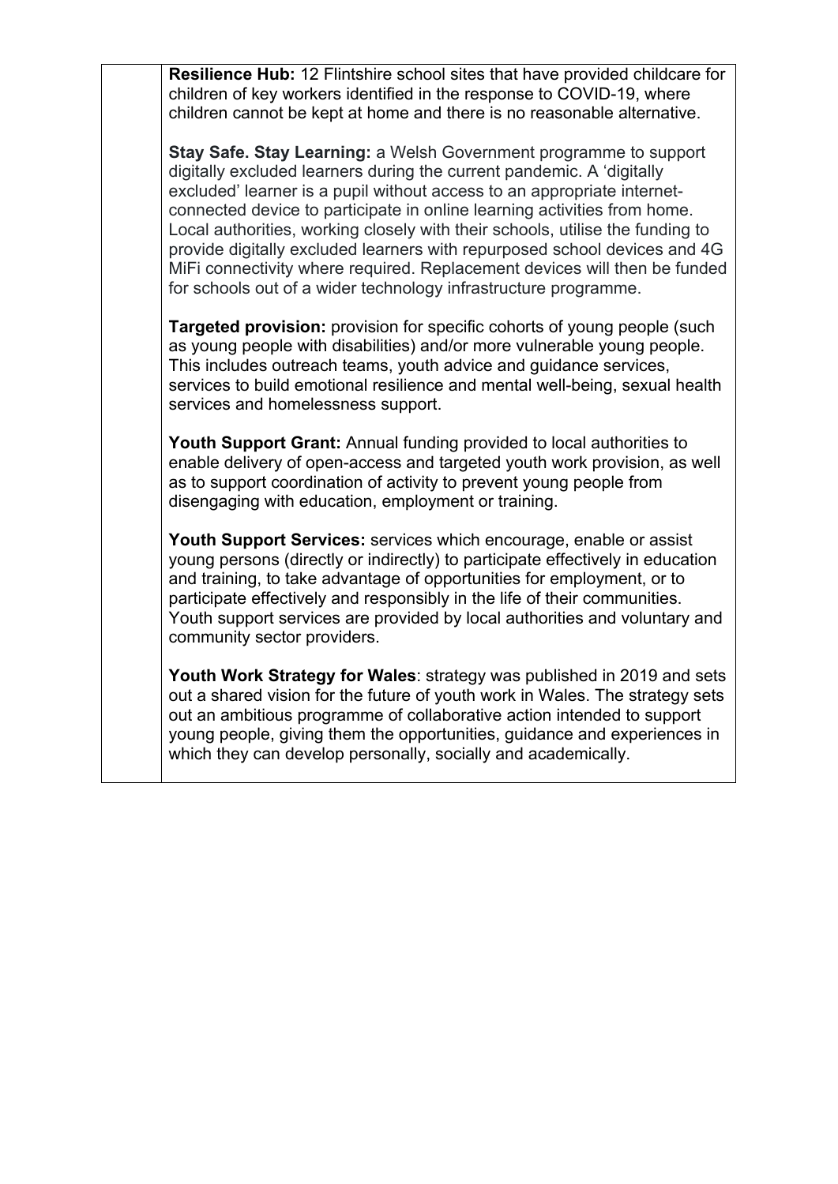**Resilience Hub:** 12 Flintshire school sites that have provided childcare for children of key workers identified in the response to COVID-19, where children cannot be kept at home and there is no reasonable alternative.

**Stay Safe. Stay Learning:** a Welsh Government programme to support digitally excluded learners during the current pandemic. A 'digitally excluded' learner is a pupil without access to an appropriate internet-connected device to participate in online learning activities from home. Local authorities, working closely with their schools, utilise the funding to provide digitally excluded learners with repurposed school devices and 4G MiFi connectivity where required. Replacement devices will then be funded for schools out of a wider technology infrastructure programme.

**Targeted provision:** provision for specific cohorts of young people (such as young people with disabilities) and/or more vulnerable young people. This includes outreach teams, youth advice and guidance services, services to build emotional resilience and mental well-being, sexual health services and homelessness support.

**Youth Support Grant:** Annual funding provided to local authorities to enable delivery of open-access and targeted youth work provision, as well as to support coordination of activity to prevent young people from disengaging with education, employment or training.

**Youth Support Services:** services which encourage, enable or assist young persons (directly or indirectly) to participate effectively in education and training, to take advantage of opportunities for employment, or to participate effectively and responsibly in the life of their communities. Youth support services are provided by local authorities and voluntary and community sector providers.

**Youth Work Strategy for Wales**: strategy was published in 2019 and sets out a shared vision for the future of youth work in Wales. The strategy sets out an ambitious programme of collaborative action intended to support young people, giving them the opportunities, guidance and experiences in which they can develop personally, socially and academically.